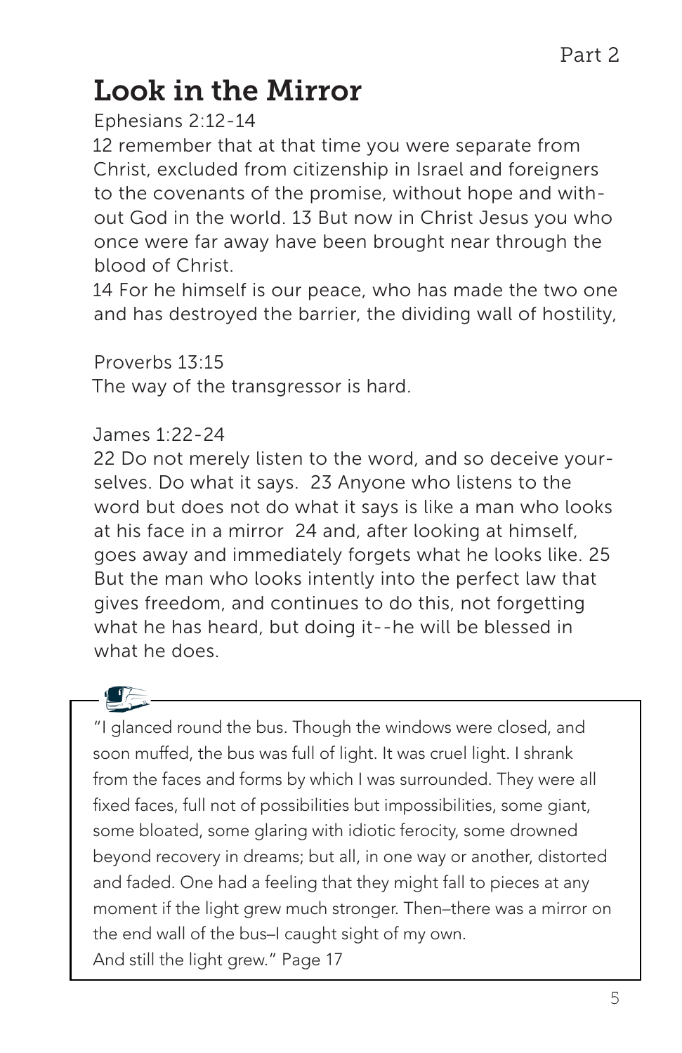Part 2

# Look in the Mirror

Ephesians 2:12-14

12 remember that at that time you were separate from Christ, excluded from citizenship in Israel and foreigners to the covenants of the promise, without hope and without God in the world. 13 But now in Christ Jesus you who once were far away have been brought near through the blood of Christ.

14 For he himself is our peace, who has made the two one and has destroyed the barrier, the dividing wall of hostility,

Proverbs 13:15

The way of the transgressor is hard.

James 1:22-24

22 Do not merely listen to the word, and so deceive yourselves. Do what it says. 23 Anyone who listens to the word but does not do what it says is like a man who looks at his face in a mirror 24 and, after looking at himself, goes away and immediately forgets what he looks like. 25 But the man who looks intently into the perfect law that gives freedom, and continues to do this, not forgetting what he has heard, but doing it--he will be blessed in what he does.

> "I glanced round the bus. Though the windows were closed, and soon muffed, the bus was full of light. It was cruel light. I shrank from the faces and forms by which I was surrounded. They were all fixed faces, full not of possibilities but impossibilities, some giant, some bloated, some glaring with idiotic ferocity, some drowned beyond recovery in dreams; but all, in one way or another, distorted and faded. One had a feeling that they might fall to pieces at any moment if the light grew much stronger. Then–there was a mirror on the end wall of the bus–I caught sight of my own.
> And still the light grew." Page 17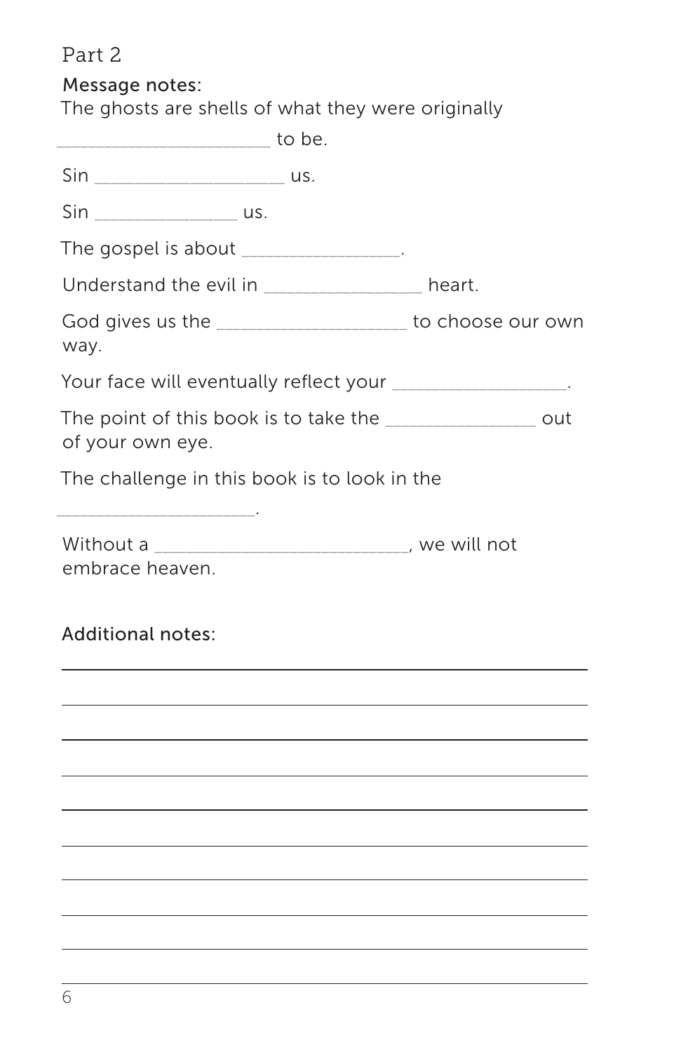Part 2

Message notes:

The ghosts are shells of what they were originally _____________________ to be.

Sin ___________________ us.

Sin ______________ us.

The gospel is about ________________.

Understand the evil in ________________ heart.

God gives us the ___________________ to choose our own way.

Your face will eventually reflect your _________________.

The point of this book is to take the _______________ out of your own eye.

The challenge in this book is to look in the ____________________.

Without a _________________________, we will not embrace heaven.

Additional notes: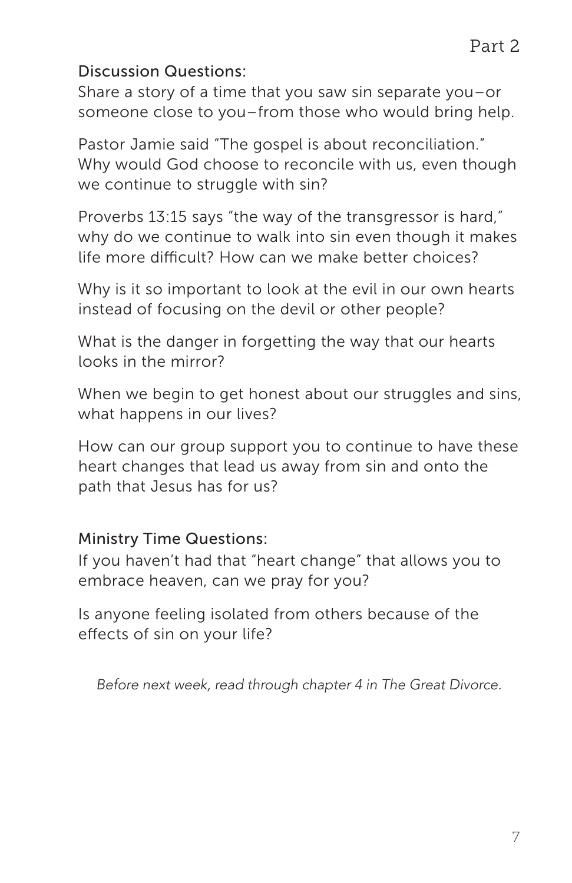Part 2

### Discussion Questions:

Share a story of a time that you saw sin separate you–or someone close to you–from those who would bring help.

Pastor Jamie said "The gospel is about reconciliation." Why would God choose to reconcile with us, even though we continue to struggle with sin?

Proverbs 13:15 says "the way of the transgressor is hard," why do we continue to walk into sin even though it makes life more difficult? How can we make better choices?

Why is it so important to look at the evil in our own hearts instead of focusing on the devil or other people?

What is the danger in forgetting the way that our hearts looks in the mirror?

When we begin to get honest about our struggles and sins, what happens in our lives?

How can our group support you to continue to have these heart changes that lead us away from sin and onto the path that Jesus has for us?

### Ministry Time Questions:

If you haven't had that "heart change" that allows you to embrace heaven, can we pray for you?

Is anyone feeling isolated from others because of the effects of sin on your life?

*Before next week, read through chapter 4 in The Great Divorce.*